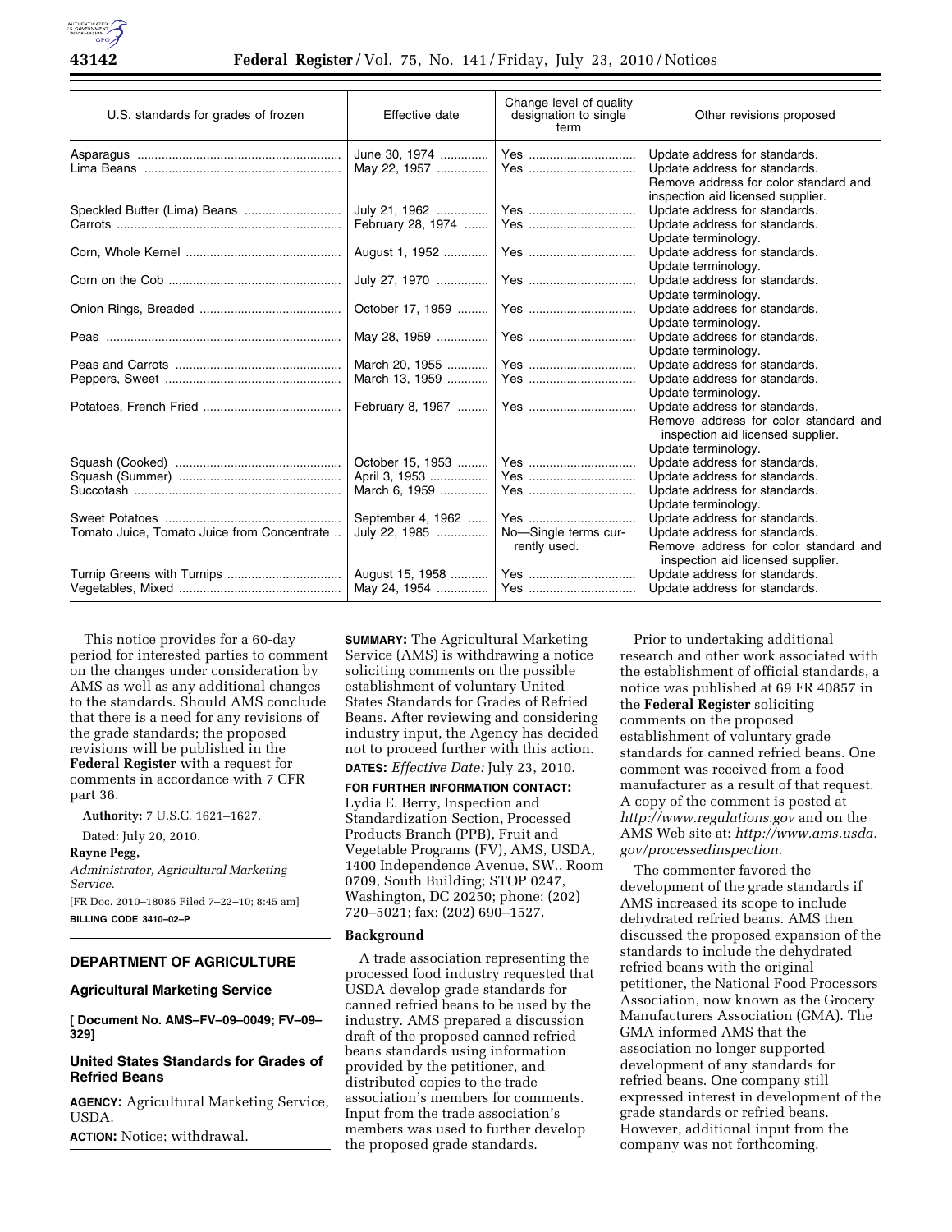| U.S. standards for grades of frozen | Effective date | Change level of quality designation to single term | Other revisions proposed |
|---|---|---|---|
| Asparagus | June 30, 1974 | Yes | Update address for standards. |
| Lima Beans | May 22, 1957 | Yes | Update address for standards. Remove address for color standard and inspection aid licensed supplier. |
| Speckled Butter (Lima) Beans | July 21, 1962 | Yes | Update address for standards. |
| Carrots | February 28, 1974 | Yes | Update address for standards. Update terminology. |
| Corn, Whole Kernel | August 1, 1952 | Yes | Update address for standards. Update terminology. |
| Corn on the Cob | July 27, 1970 | Yes | Update address for standards. Update terminology. |
| Onion Rings, Breaded | October 17, 1959 | Yes | Update address for standards. Update terminology. |
| Peas | May 28, 1959 | Yes | Update address for standards. Update terminology. |
| Peas and Carrots | March 20, 1955 | Yes | Update address for standards. |
| Peppers, Sweet | March 13, 1959 | Yes | Update address for standards. Update terminology. |
| Potatoes, French Fried | February 8, 1967 | Yes | Update address for standards. Remove address for color standard and inspection aid licensed supplier. Update terminology. |
| Squash (Cooked) | October 15, 1953 | Yes | Update address for standards. |
| Squash (Summer) | April 3, 1953 | Yes | Update address for standards. |
| Succotash | March 6, 1959 | Yes | Update address for standards. Update terminology. |
| Sweet Potatoes | September 4, 1962 | Yes | Update address for standards. |
| Tomato Juice, Tomato Juice from Concentrate | July 22, 1985 | No—Single terms currently used. | Update address for standards. Remove address for color standard and inspection aid licensed supplier. |
| Turnip Greens with Turnips | August 15, 1958 | Yes | Update address for standards. |
| Vegetables, Mixed | May 24, 1954 | Yes | Update address for standards. |

This notice provides for a 60-day period for interested parties to comment on the changes under consideration by AMS as well as any additional changes to the standards. Should AMS conclude that there is a need for any revisions of the grade standards; the proposed revisions will be published in the **Federal Register** with a request for comments in accordance with 7 CFR part 36.

**Authority:** 7 U.S.C. 1621–1627.

Dated: July 20, 2010.

**Rayne Pegg,**

*Administrator, Agricultural Marketing Service.*

[FR Doc. 2010–18085 Filed 7–22–10; 8:45 am]

**BILLING CODE 3410–02–P**

## DEPARTMENT OF AGRICULTURE

### Agricultural Marketing Service

**[ Document No. AMS–FV–09–0049; FV–09–329]**

### United States Standards for Grades of Refried Beans

**AGENCY:** Agricultural Marketing Service, USDA.

**ACTION:** Notice; withdrawal.

**SUMMARY:** The Agricultural Marketing Service (AMS) is withdrawing a notice soliciting comments on the possible establishment of voluntary United States Standards for Grades of Refried Beans. After reviewing and considering industry input, the Agency has decided not to proceed further with this action.

**DATES:** *Effective Date:* July 23, 2010.

**FOR FURTHER INFORMATION CONTACT:** Lydia E. Berry, Inspection and Standardization Section, Processed Products Branch (PPB), Fruit and Vegetable Programs (FV), AMS, USDA, 1400 Independence Avenue, SW., Room 0709, South Building; STOP 0247, Washington, DC 20250; phone: (202) 720–5021; fax: (202) 690–1527.

**Background**

A trade association representing the processed food industry requested that USDA develop grade standards for canned refried beans to be used by the industry. AMS prepared a discussion draft of the proposed canned refried beans standards using information provided by the petitioner, and distributed copies to the trade association's members for comments. Input from the trade association's members was used to further develop the proposed grade standards.

Prior to undertaking additional research and other work associated with the establishment of official standards, a notice was published at 69 FR 40857 in the **Federal Register** soliciting comments on the proposed establishment of voluntary grade standards for canned refried beans. One comment was received from a food manufacturer as a result of that request. A copy of the comment is posted at *http://www.regulations.gov* and on the AMS Web site at: *http://www.ams.usda.gov/processedinspection.*

The commenter favored the development of the grade standards if AMS increased its scope to include dehydrated refried beans. AMS then discussed the proposed expansion of the standards to include the dehydrated refried beans with the original petitioner, the National Food Processors Association, now known as the Grocery Manufacturers Association (GMA). The GMA informed AMS that the association no longer supported development of any standards for refried beans. One company still expressed interest in development of the grade standards or refried beans. However, additional input from the company was not forthcoming.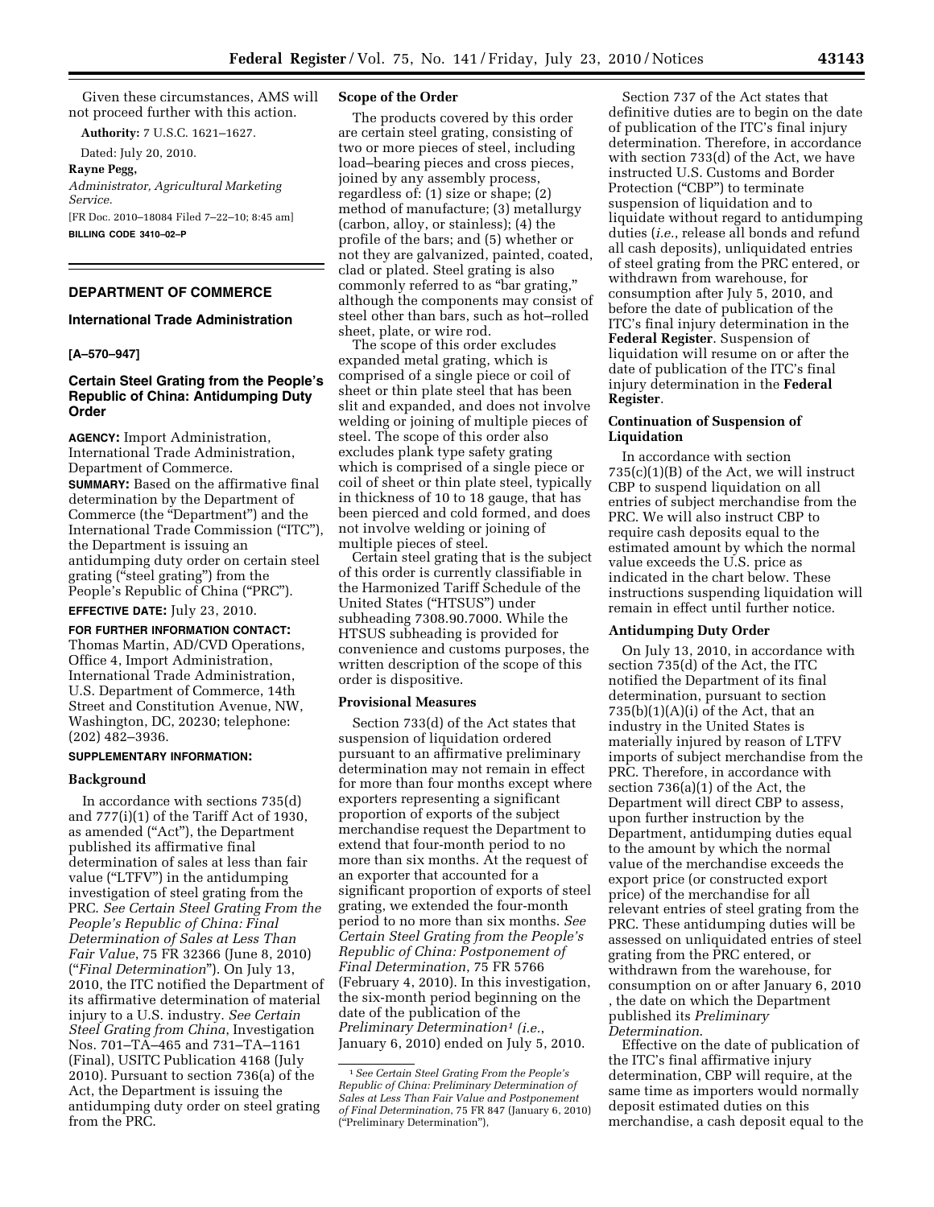Given these circumstances, AMS will not proceed further with this action.

**Authority:** 7 U.S.C. 1621–1627.

Dated: July 20, 2010.

**Rayne Pegg,**

*Administrator, Agricultural Marketing Service.*

[FR Doc. 2010–18084 Filed 7–22–10; 8:45 am]

**BILLING CODE 3410–02–P**

## DEPARTMENT OF COMMERCE

### International Trade Administration

**[A–570–947]**

### Certain Steel Grating from the People's Republic of China: Antidumping Duty Order

**AGENCY:** Import Administration, International Trade Administration, Department of Commerce.

**SUMMARY:** Based on the affirmative final determination by the Department of Commerce (the "Department") and the International Trade Commission ("ITC"), the Department is issuing an antidumping duty order on certain steel grating ("steel grating") from the People's Republic of China ("PRC").

**EFFECTIVE DATE:** July 23, 2010.

**FOR FURTHER INFORMATION CONTACT:** Thomas Martin, AD/CVD Operations, Office 4, Import Administration, International Trade Administration, U.S. Department of Commerce, 14th Street and Constitution Avenue, NW, Washington, DC, 20230; telephone: (202) 482–3936.

**SUPPLEMENTARY INFORMATION:**

#### Background

In accordance with sections 735(d) and 777(i)(1) of the Tariff Act of 1930, as amended ("Act"), the Department published its affirmative final determination of sales at less than fair value ("LTFV") in the antidumping investigation of steel grating from the PRC. *See Certain Steel Grating From the People's Republic of China: Final Determination of Sales at Less Than Fair Value*, 75 FR 32366 (June 8, 2010) ("*Final Determination*"). On July 13, 2010, the ITC notified the Department of its affirmative determination of material injury to a U.S. industry. *See Certain Steel Grating from China*, Investigation Nos. 701–TA–465 and 731–TA–1161 (Final), USITC Publication 4168 (July 2010). Pursuant to section 736(a) of the Act, the Department is issuing the antidumping duty order on steel grating from the PRC.

#### Scope of the Order

The products covered by this order are certain steel grating, consisting of two or more pieces of steel, including load–bearing pieces and cross pieces, joined by any assembly process, regardless of: (1) size or shape; (2) method of manufacture; (3) metallurgy (carbon, alloy, or stainless); (4) the profile of the bars; and (5) whether or not they are galvanized, painted, coated, clad or plated. Steel grating is also commonly referred to as "bar grating," although the components may consist of steel other than bars, such as hot–rolled sheet, plate, or wire rod.

The scope of this order excludes expanded metal grating, which is comprised of a single piece or coil of sheet or thin plate steel that has been slit and expanded, and does not involve welding or joining of multiple pieces of steel. The scope of this order also excludes plank type safety grating which is comprised of a single piece or coil of sheet or thin plate steel, typically in thickness of 10 to 18 gauge, that has been pierced and cold formed, and does not involve welding or joining of multiple pieces of steel.

Certain steel grating that is the subject of this order is currently classifiable in the Harmonized Tariff Schedule of the United States ("HTSUS") under subheading 7308.90.7000. While the HTSUS subheading is provided for convenience and customs purposes, the written description of the scope of this order is dispositive.

#### Provisional Measures

Section 733(d) of the Act states that suspension of liquidation ordered pursuant to an affirmative preliminary determination may not remain in effect for more than four months except where exporters representing a significant proportion of exports of the subject merchandise request the Department to extend that four-month period to no more than six months. At the request of an exporter that accounted for a significant proportion of exports of steel grating, we extended the four-month period to no more than six months. *See Certain Steel Grating from the People's Republic of China: Postponement of Final Determination*, 75 FR 5766 (February 4, 2010). In this investigation, the six-month period beginning on the date of the publication of the *Preliminary Determination*[1] *(i.e.*, January 6, 2010) ended on July 5, 2010.

[1] *See Certain Steel Grating From the People's Republic of China: Preliminary Determination of Sales at Less Than Fair Value and Postponement of Final Determination*, 75 FR 847 (January 6, 2010) ("Preliminary Determination").

Section 737 of the Act states that definitive duties are to begin on the date of publication of the ITC's final injury determination. Therefore, in accordance with section 733(d) of the Act, we have instructed U.S. Customs and Border Protection ("CBP") to terminate suspension of liquidation and to liquidate without regard to antidumping duties (*i.e.*, release all bonds and refund all cash deposits), unliquidated entries of steel grating from the PRC entered, or withdrawn from warehouse, for consumption after July 5, 2010, and before the date of publication of the ITC's final injury determination in the **Federal Register**. Suspension of liquidation will resume on or after the date of publication of the ITC's final injury determination in the **Federal Register**.

#### Continuation of Suspension of Liquidation

In accordance with section 735(c)(1)(B) of the Act, we will instruct CBP to suspend liquidation on all entries of subject merchandise from the PRC. We will also instruct CBP to require cash deposits equal to the estimated amount by which the normal value exceeds the U.S. price as indicated in the chart below. These instructions suspending liquidation will remain in effect until further notice.

#### Antidumping Duty Order

On July 13, 2010, in accordance with section 735(d) of the Act, the ITC notified the Department of its final determination, pursuant to section 735(b)(1)(A)(i) of the Act, that an industry in the United States is materially injured by reason of LTFV imports of subject merchandise from the PRC. Therefore, in accordance with section 736(a)(1) of the Act, the Department will direct CBP to assess, upon further instruction by the Department, antidumping duties equal to the amount by which the normal value of the merchandise exceeds the export price (or constructed export price) of the merchandise for all relevant entries of steel grating from the PRC. These antidumping duties will be assessed on unliquidated entries of steel grating from the PRC entered, or withdrawn from the warehouse, for consumption on or after January 6, 2010 , the date on which the Department published its *Preliminary Determination*.

Effective on the date of publication of the ITC's final affirmative injury determination, CBP will require, at the same time as importers would normally deposit estimated duties on this merchandise, a cash deposit equal to the